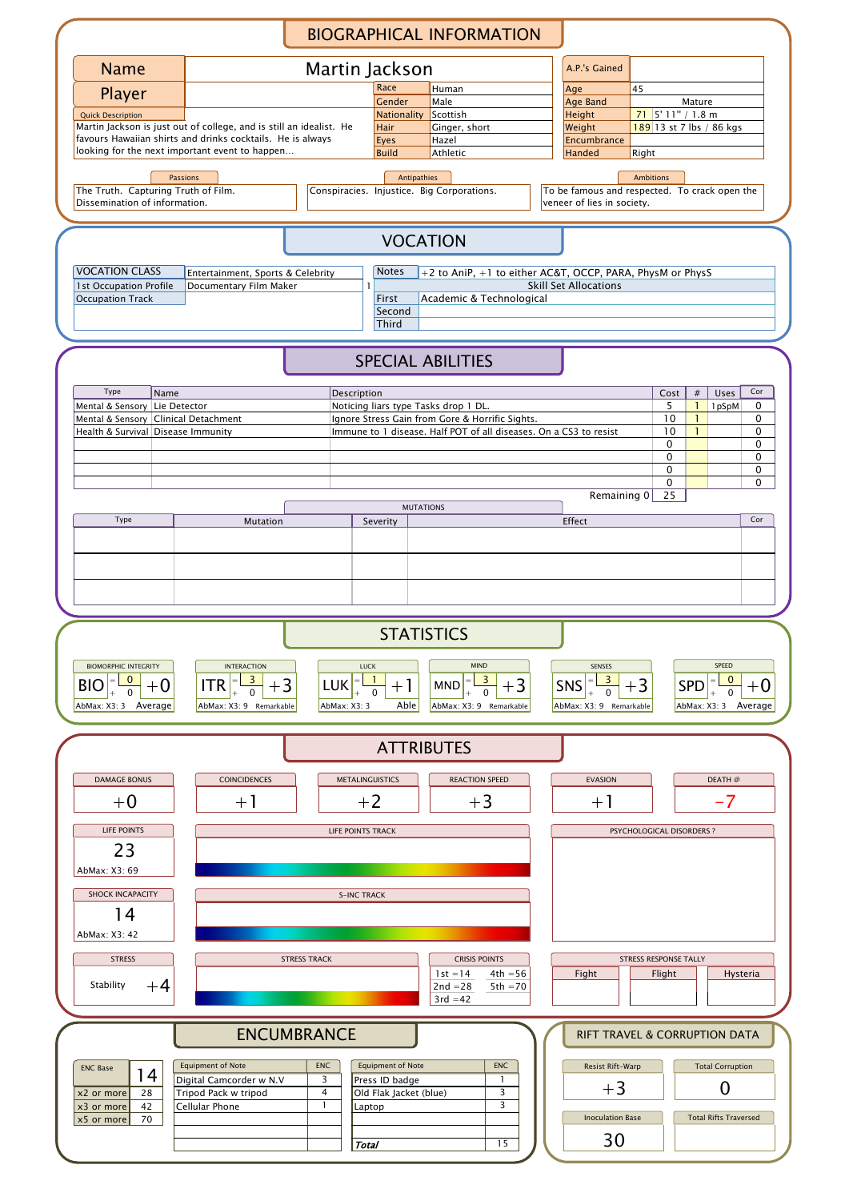# BIOGRAPHICAL INFORMATION

| | |
|---|---|
| Name | Martin Jackson |
| Player | |

| | |
|---|---|
| Race | Human |
| Gender | Male |
| Nationality | Scottish |
| Hair | Ginger, short |
| Eyes | Hazel |
| Build | Athletic |

| | | |
|---|---|---|
| A.P.'s Gained | | |
| Age | 45 | |
| Age Band | Mature | |
| Height | 71 | 5' 11" / 1.8 m |
| Weight | 189 | 13 st 7 lbs / 86 kgs |
| Encumbrance | | |
| Handed | Right | |

**Quick Description**

Martin Jackson is just out of college, and is still an idealist. He favours Hawaiian shirts and drinks cocktails. He is always looking for the next important event to happen...

**Passions**

The Truth. Capturing Truth of Film. Dissemination of information.

**Antipathies**

Conspiracies. Injustice. Big Corporations.

**Ambitions**

To be famous and respected. To crack open the veneer of lies in society.

# VOCATION

| | |
|---|---|
| VOCATION CLASS | Entertainment, Sports & Celebrity |
| 1st Occupation Profile | Documentary Film Maker |
| Occupation Track | |

| | |
|---|---|
| Notes | +2 to AniP, +1 to either AC&T, OCCP, PARA, PhysM or PhysS |
| | Skill Set Allocations |
| First | Academic & Technological |
| Second | |
| Third | |

# SPECIAL ABILITIES

| Type | Name | Description | Cost | # | Uses | Cor |
|---|---|---|---|---|---|---|
| Mental & Sensory | Lie Detector | Noticing liars type Tasks drop 1 DL. | 5 | 1 | 1pSpM | 0 |
| Mental & Sensory | Clinical Detachment | Ignore Stress Gain from Gore & Horrific Sights. | 10 | 1 | | 0 |
| Health & Survival | Disease Immunity | Immune to 1 disease. Half POT of all diseases. On a CS3 to resist | 10 | 1 | | 0 |
| | | | 0 | | | 0 |
| | | | 0 | | | 0 |
| | | | 0 | | | 0 |
| | | | 0 | | | 0 |

Remaining 0 | 25

**MUTATIONS**

| Type | Mutation | Severity | Effect | Cor |
|---|---|---|---|---|
| | | | | |
| | | | | |
| | | | | |

# STATISTICS

| Statistic | Value | + | Modifier | AbMax | Rating |
|---|---|---|---|---|---|
| BIO (Biomorphic Integrity) | 0 | 0 | +0 | X3: 3 | Average |
| ITR (Interaction) | 3 | 0 | +3 | X3: 9 | Remarkable |
| LUK (Luck) | 1 | 0 | +1 | X3: 3 | Able |
| MND (Mind) | 3 | 0 | +3 | X3: 9 | Remarkable |
| SNS (Senses) | 3 | 0 | +3 | X3: 9 | Remarkable |
| SPD (Speed) | 0 | 0 | +0 | X3: 3 | Average |

# ATTRIBUTES

| Damage Bonus | Coincidences | Metalinguistics | Reaction Speed | Evasion | Death @ |
|---|---|---|---|---|---|
| +0 | +1 | +2 | +3 | +1 | -7 |

**LIFE POINTS:** 23 (AbMax: X3: 69)

**SHOCK INCAPACITY:** 14 (AbMax: X3: 42)

**STRESS:** Stability +4

**CRISIS POINTS**

| | |
|---|---|
| 1st = 14 | 4th = 56 |
| 2nd = 28 | 5th = 70 |
| 3rd = 42 | |

**PSYCHOLOGICAL DISORDERS ?**

**STRESS RESPONSE TALLY**

| Fight | Flight | Hysteria |
|---|---|---|
| | | |

# ENCUMBRANCE

| | |
|---|---|
| ENC Base | 14 |
| x2 or more | 28 |
| x3 or more | 42 |
| x5 or more | 70 |

| Equipment of Note | ENC | Equipment of Note | ENC |
|---|---|---|---|
| Digital Camcorder w N.V | 3 | Press ID badge | 1 |
| Tripod Pack w tripod | 4 | Old Flak Jacket (blue) | 3 |
| Cellular Phone | 1 | Laptop | 3 |
| | | | |
| | | | |
| | | *Total* | 15 |

# RIFT TRAVEL & CORRUPTION DATA

| Resist Rift-Warp | Total Corruption |
|---|---|
| +3 | 0 |

| Inoculation Base | Total Rifts Traversed |
|---|---|
| 30 | |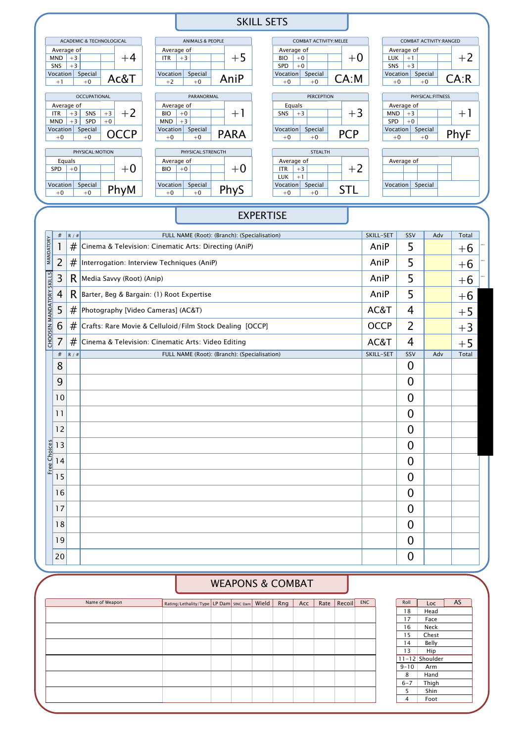## SKILL SETS

| ACADEMIC & TECHNOLOGICAL | | | |
|---|---|---|---|
| Average of | | | |
| MND | +3 | | +4 |
| SNS | +3 | | |
| Vocation | Special | | Ac&T |
| +1 | +0 | | |

| ANIMALS & PEOPLE | | | |
|---|---|---|---|
| Average of | | | |
| ITR | +3 | | +5 |
| Vocation | Special | | AniP |
| +2 | +0 | | |

| COMBAT ACTIVITY:MELEE | | | |
|---|---|---|---|
| Average of | | | |
| BIO | +0 | | +0 |
| SPD | +0 | | |
| Vocation | Special | | CA:M |
| +0 | +0 | | |

| COMBAT ACTIVITY:RANGED | | | |
|---|---|---|---|
| Average of | | | |
| LUK | +1 | | +2 |
| SNS | +3 | | |
| Vocation | Special | | CA:R |
| +0 | +0 | | |

| OCCUPATIONAL | | | | |
|---|---|---|---|---|
| Average of | | | | |
| ITR | +3 | SNS | +3 | +2 |
| MND | +3 | SPD | +0 | |
| Vocation | Special | | | OCCP |
| +0 | +0 | | | |

| PARANORMAL | | | |
|---|---|---|---|
| Average of | | | |
| BIO | +0 | | +1 |
| MND | +3 | | |
| Vocation | Special | | PARA |
| +0 | +0 | | |

| PERCEPTION | | | |
|---|---|---|---|
| Equals | | | |
| SNS | +3 | | +3 |
| Vocation | Special | | PCP |
| +0 | +0 | | |

| PHYSICAL:FITNESS | | | |
|---|---|---|---|
| Average of | | | |
| MND | +3 | | +1 |
| SPD | +0 | | |
| Vocation | Special | | PhyF |
| +0 | +0 | | |

| PHYSICAL:MOTION | | | |
|---|---|---|---|
| Equals | | | |
| SPD | +0 | | +0 |
| Vocation | Special | | PhyM |
| +0 | +0 | | |

| PHYSICAL:STRENGTH | | | |
|---|---|---|---|
| Average of | | | |
| BIO | +0 | | +0 |
| Vocation | Special | | PhyS |
| +0 | +0 | | |

| STEALTH | | | |
|---|---|---|---|
| Average of | | | |
| ITR | +3 | | +2 |
| LUK | +1 | | |
| Vocation | Special | | STL |
| +0 | +0 | | |

| | | | |
|---|---|---|---|
| Average of | | | |
| Vocation | Special | | |

## EXPERTISE

| | # | R / # | FULL NAME (Root): (Branch): (Specialisation) | SKILL-SET | SSV | Adv | Total |
|---|---|---|---|---|---|---|---|
| MANDATORY | 1 | # | Cinema & Television: Cinematic Arts: Directing (AniP) | AniP | 5 | | +6 |
| | 2 | # | Interrogation: Interview Techniques (AniP) | AniP | 5 | | +6 |
| CHOOSEN MANDATORY SKILLS | 3 | R | Media Savvy (Root) (Anip) | AniP | 5 | | +6 |
| | 4 | R | Barter, Beg & Bargain: (1) Root Expertise | AniP | 5 | | +6 |
| | 5 | # | Photography [Video Cameras] (AC&T) | AC&T | 4 | | +5 |
| | 6 | # | Crafts: Rare Movie & Celluloid/Film Stock Dealing [OCCP] | OCCP | 2 | | +3 |
| | 7 | # | Cinema & Television: Cinematic Arts: Video Editing | AC&T | 4 | | +5 |
| | # | R / # | FULL NAME (Root): (Branch): (Specialisation) | SKILL-SET | SSV | Adv | Total |
| Free Choices | 8 | | | | 0 | | |
| | 9 | | | | 0 | | |
| | 10 | | | | 0 | | |
| | 11 | | | | 0 | | |
| | 12 | | | | 0 | | |
| | 13 | | | | 0 | | |
| | 14 | | | | 0 | | |
| | 15 | | | | 0 | | |
| | 16 | | | | 0 | | |
| | 17 | | | | 0 | | |
| | 18 | | | | 0 | | |
| | 19 | | | | 0 | | |
| | 20 | | | | 0 | | |

## WEAPONS & COMBAT

| Name of Weapon | Rating/Lethality/Type | LP Dam | SINC Dam | Wield | Rng | Acc | Rate | Recoil | ENC |
|---|---|---|---|---|---|---|---|---|---|
| | | | | | | | | | |
| | | | | | | | | | |
| | | | | | | | | | |
| | | | | | | | | | |
| | | | | | | | | | |
| | | | | | | | | | |

| Roll | Loc | AS |
|---|---|---|
| 18 | Head | |
| 17 | Face | |
| 16 | Neck | |
| 15 | Chest | |
| 14 | Belly | |
| 13 | Hip | |
| 11-12 | Shoulder | |
| 9-10 | Arm | |
| 8 | Hand | |
| 6-7 | Thigh | |
| 5 | Shin | |
| 4 | Foot | |